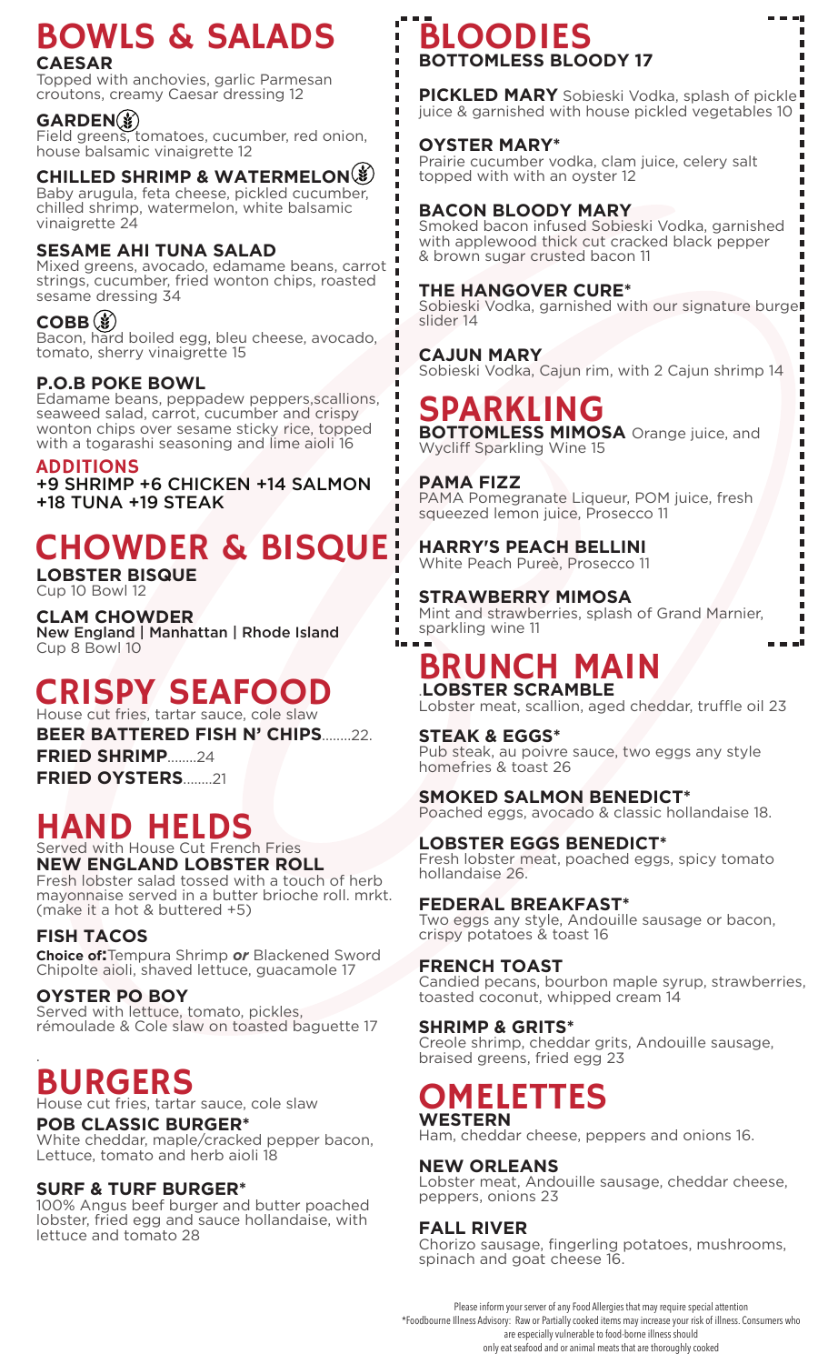# BOWLS & SALADS

**CAESAR**
Topped with anchovies, garlic Parmesan croutons, creamy Caesar dressing 12

**GARDEN**
Field greens, tomatoes, cucumber, red onion, house balsamic vinaigrette 12

**CHILLED SHRIMP & WATERMELON**
Baby arugula, feta cheese, pickled cucumber, chilled shrimp, watermelon, white balsamic vinaigrette 24

**SESAME AHI TUNA SALAD**
Mixed greens, avocado, edamame beans, carrot strings, cucumber, fried wonton chips, roasted sesame dressing 34

**COBB**
Bacon, hard boiled egg, bleu cheese, avocado, tomato, sherry vinaigrette 15

**P.O.B POKE BOWL**
Edamame beans, peppadew peppers,scallions, seaweed salad, carrot, cucumber and crispy wonton chips over sesame sticky rice, topped with a togarashi seasoning and lime aioli 16

**ADDITIONS**
**+9 SHRIMP +6 CHICKEN +14 SALMON +18 TUNA +19 STEAK**

# CHOWDER & BISQUE

**LOBSTER BISQUE**
Cup 10 Bowl 12

**CLAM CHOWDER**
New England | Manhattan | Rhode Island
Cup 8 Bowl 10

# CRISPY SEAFOOD

House cut fries, tartar sauce, cole slaw

**BEER BATTERED FISH N' CHIPS**........22.

**FRIED SHRIMP**........24

**FRIED OYSTERS**........21

# HAND HELDS

Served with House Cut French Fries

**NEW ENGLAND LOBSTER ROLL**
Fresh lobster salad tossed with a touch of herb mayonnaise served in a butter brioche roll. mrkt. (make it a hot & buttered +5)

**FISH TACOS**
**Choice of:** Tempura Shrimp ***or*** Blackened Sword Chipolte aioli, shaved lettuce, guacamole 17

**OYSTER PO BOY**
Served with lettuce, tomato, pickles, rémoulade & Cole slaw on toasted baguette 17

# BURGERS

House cut fries, tartar sauce, cole slaw

**POB CLASSIC BURGER***
White cheddar, maple/cracked pepper bacon, Lettuce, tomato and herb aioli 18

**SURF & TURF BURGER***
100% Angus beef burger and butter poached lobster, fried egg and sauce hollandaise, with lettuce and tomato 28

# BLOODIES

**BOTTOMLESS BLOODY 17**

**PICKLED MARY** Sobieski Vodka, splash of pickle juice & garnished with house pickled vegetables 10

**OYSTER MARY***
Prairie cucumber vodka, clam juice, celery salt topped with with an oyster 12

**BACON BLOODY MARY**
Smoked bacon infused Sobieski Vodka, garnished with applewood thick cut cracked black pepper & brown sugar crusted bacon 11

**THE HANGOVER CURE***
Sobieski Vodka, garnished with our signature burger slider 14

**CAJUN MARY**
Sobieski Vodka, Cajun rim, with 2 Cajun shrimp 14

# SPARKLING

**BOTTOMLESS MIMOSA** Orange juice, and Wycliff Sparkling Wine 15

**PAMA FIZZ**
PAMA Pomegranate Liqueur, POM juice, fresh squeezed lemon juice, Prosecco 11

**HARRY'S PEACH BELLINI**
White Peach Pureè, Prosecco 11

**STRAWBERRY MIMOSA**
Mint and strawberries, splash of Grand Marnier, sparkling wine 11

# BRUNCH MAIN

**LOBSTER SCRAMBLE**
Lobster meat, scallion, aged cheddar, truffle oil 23

**STEAK & EGGS***
Pub steak, au poivre sauce, two eggs any style homefries & toast 26

**SMOKED SALMON BENEDICT***
Poached eggs, avocado & classic hollandaise 18.

**LOBSTER EGGS BENEDICT***
Fresh lobster meat, poached eggs, spicy tomato hollandaise 26.

**FEDERAL BREAKFAST***
Two eggs any style, Andouille sausage or bacon, crispy potatoes & toast 16

**FRENCH TOAST**
Candied pecans, bourbon maple syrup, strawberries, toasted coconut, whipped cream 14

**SHRIMP & GRITS***
Creole shrimp, cheddar grits, Andouille sausage, braised greens, fried egg 23

# OMELETTES

**WESTERN**
Ham, cheddar cheese, peppers and onions 16.

**NEW ORLEANS**
Lobster meat, Andouille sausage, cheddar cheese, peppers, onions 23

**FALL RIVER**
Chorizo sausage, fingerling potatoes, mushrooms, spinach and goat cheese 16.

Please inform your server of any Food Allergies that may require special attention
*Foodbourne Illness Advisory: Raw or Partially cooked items may increase your risk of illness. Consumers who are especially vulnerable to food-borne illness should only eat seafood and or animal meats that are thoroughly cooked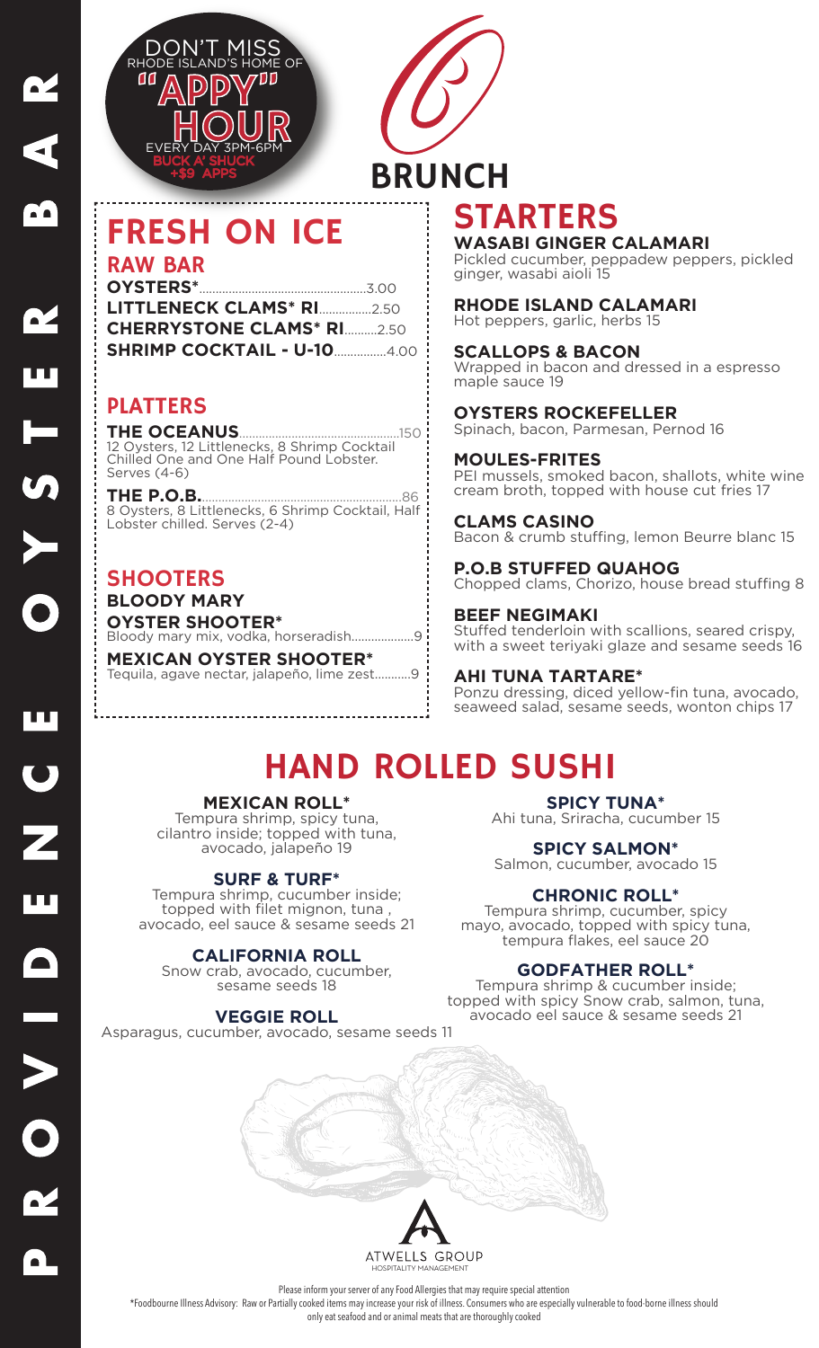PROVIDENCE OYSTER BAR

DON'T MISS
RHODE ISLAND'S HOME OF
"APPY" HOUR
EVERY DAY 3PM-6PM
BUCK A' SHUCK
+$9 APPS

# BRUNCH

## FRESH ON ICE

### RAW BAR

**OYSTERS***.......3.00
**LITTLENECK CLAMS* RI**.......2.50
**CHERRYSTONE CLAMS* RI**.......2.50
**SHRIMP COCKTAIL - U-10**.......4.00

### PLATTERS

**THE OCEANUS**.......150
12 Oysters, 12 Littlenecks, 8 Shrimp Cocktail Chilled One and One Half Pound Lobster. Serves (4-6)

**THE P.O.B.**.......86
8 Oysters, 8 Littlenecks, 6 Shrimp Cocktail, Half Lobster chilled. Serves (2-4)

### SHOOTERS

**BLOODY MARY OYSTER SHOOTER***
Bloody mary mix, vodka, horseradish.......9

**MEXICAN OYSTER SHOOTER***
Tequila, agave nectar, jalapeño, lime zest.......9

## STARTERS

**WASABI GINGER CALAMARI**
Pickled cucumber, peppadew peppers, pickled ginger, wasabi aioli 15

**RHODE ISLAND CALAMARI**
Hot peppers, garlic, herbs 15

**SCALLOPS & BACON**
Wrapped in bacon and dressed in a espresso maple sauce 19

**OYSTERS ROCKEFELLER**
Spinach, bacon, Parmesan, Pernod 16

**MOULES-FRITES**
PEI mussels, smoked bacon, shallots, white wine cream broth, topped with house cut fries 17

**CLAMS CASINO**
Bacon & crumb stuffing, lemon Beurre blanc 15

**P.O.B STUFFED QUAHOG**
Chopped clams, Chorizo, house bread stuffing 8

**BEEF NEGIMAKI**
Stuffed tenderloin with scallions, seared crispy, with a sweet teriyaki glaze and sesame seeds 16

**AHI TUNA TARTARE***
Ponzu dressing, diced yellow-fin tuna, avocado, seaweed salad, sesame seeds, wonton chips 17

## HAND ROLLED SUSHI

**MEXICAN ROLL***
Tempura shrimp, spicy tuna, cilantro inside; topped with tuna, avocado, jalapeño 19

**SURF & TURF***
Tempura shrimp, cucumber inside; topped with filet mignon, tuna , avocado, eel sauce & sesame seeds 21

**CALIFORNIA ROLL**
Snow crab, avocado, cucumber, sesame seeds 18

**VEGGIE ROLL**
Asparagus, cucumber, avocado, sesame seeds 11

**SPICY TUNA***
Ahi tuna, Sriracha, cucumber 15

**SPICY SALMON***
Salmon, cucumber, avocado 15

**CHRONIC ROLL***
Tempura shrimp, cucumber, spicy mayo, avocado, topped with spicy tuna, tempura flakes, eel sauce 20

**GODFATHER ROLL***
Tempura shrimp & cucumber inside; topped with spicy Snow crab, salmon, tuna, avocado eel sauce & sesame seeds 21

ATWELLS GROUP
HOSPITALITY MANAGEMENT

Please inform your server of any Food Allergies that may require special attention

*Foodbourne Illness Advisory: Raw or Partially cooked items may increase your risk of illness. Consumers who are especially vulnerable to food-borne illness should only eat seafood and or animal meats that are thoroughly cooked